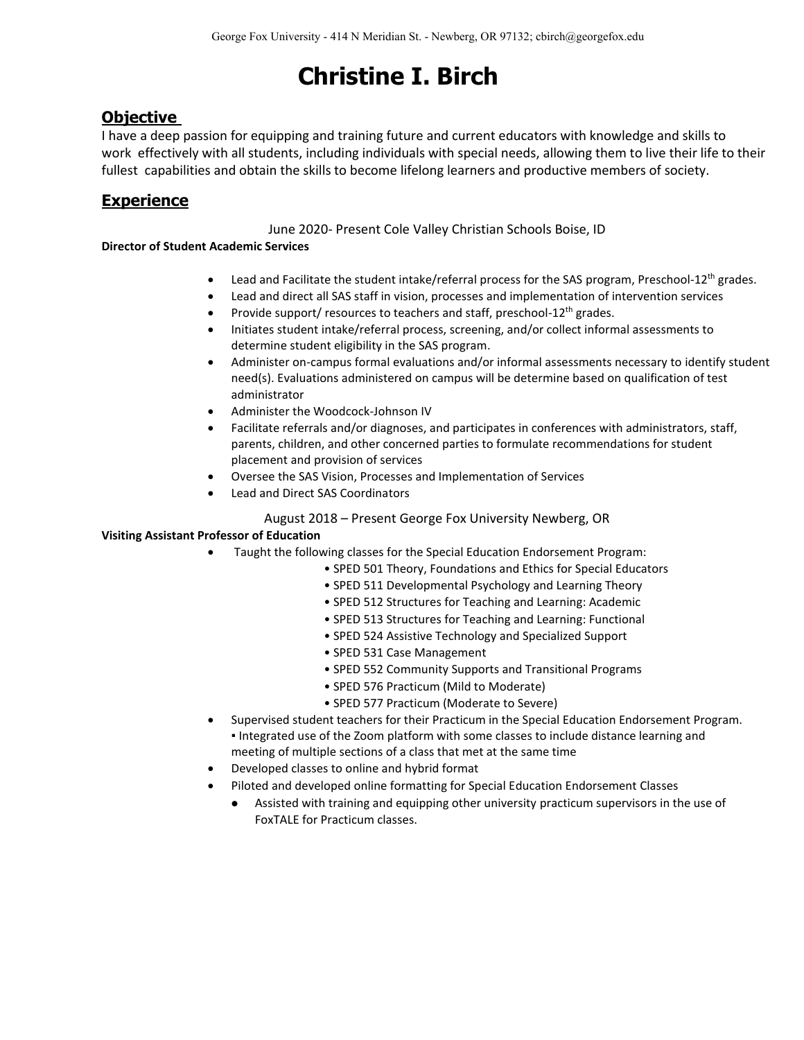George Fox University - 414 N Meridian St. - Newberg, OR 97132; cbirch@georgefox.edu

# Christine I. Birch

## Objective

I have a deep passion for equipping and training future and current educators with knowledge and skills to work effectively with all students, including individuals with special needs, allowing them to live their life to their fullest capabilities and obtain the skills to become lifelong learners and productive members of society.

## Experience

June 2020- Present Cole Valley Christian Schools Boise, ID

**Director of Student Academic Services**

- Lead and Facilitate the student intake/referral process for the SAS program, Preschool-12th grades.
- Lead and direct all SAS staff in vision, processes and implementation of intervention services
- Provide support/ resources to teachers and staff, preschool-12th grades.
- Initiates student intake/referral process, screening, and/or collect informal assessments to determine student eligibility in the SAS program.
- Administer on-campus formal evaluations and/or informal assessments necessary to identify student need(s). Evaluations administered on campus will be determine based on qualification of test administrator
- Administer the Woodcock-Johnson IV
- Facilitate referrals and/or diagnoses, and participates in conferences with administrators, staff, parents, children, and other concerned parties to formulate recommendations for student placement and provision of services
- Oversee the SAS Vision, Processes and Implementation of Services
- Lead and Direct SAS Coordinators

August 2018 – Present George Fox University Newberg, OR

**Visiting Assistant Professor of Education**

- Taught the following classes for the Special Education Endorsement Program:
  - SPED 501 Theory, Foundations and Ethics for Special Educators
  - SPED 511 Developmental Psychology and Learning Theory
  - SPED 512 Structures for Teaching and Learning: Academic
  - SPED 513 Structures for Teaching and Learning: Functional
  - SPED 524 Assistive Technology and Specialized Support
  - SPED 531 Case Management
  - SPED 552 Community Supports and Transitional Programs
  - SPED 576 Practicum (Mild to Moderate)
  - SPED 577 Practicum (Moderate to Severe)
- Supervised student teachers for their Practicum in the Special Education Endorsement Program.
  - Integrated use of the Zoom platform with some classes to include distance learning and meeting of multiple sections of a class that met at the same time
- Developed classes to online and hybrid format
- Piloted and developed online formatting for Special Education Endorsement Classes
  - Assisted with training and equipping other university practicum supervisors in the use of FoxTALE for Practicum classes.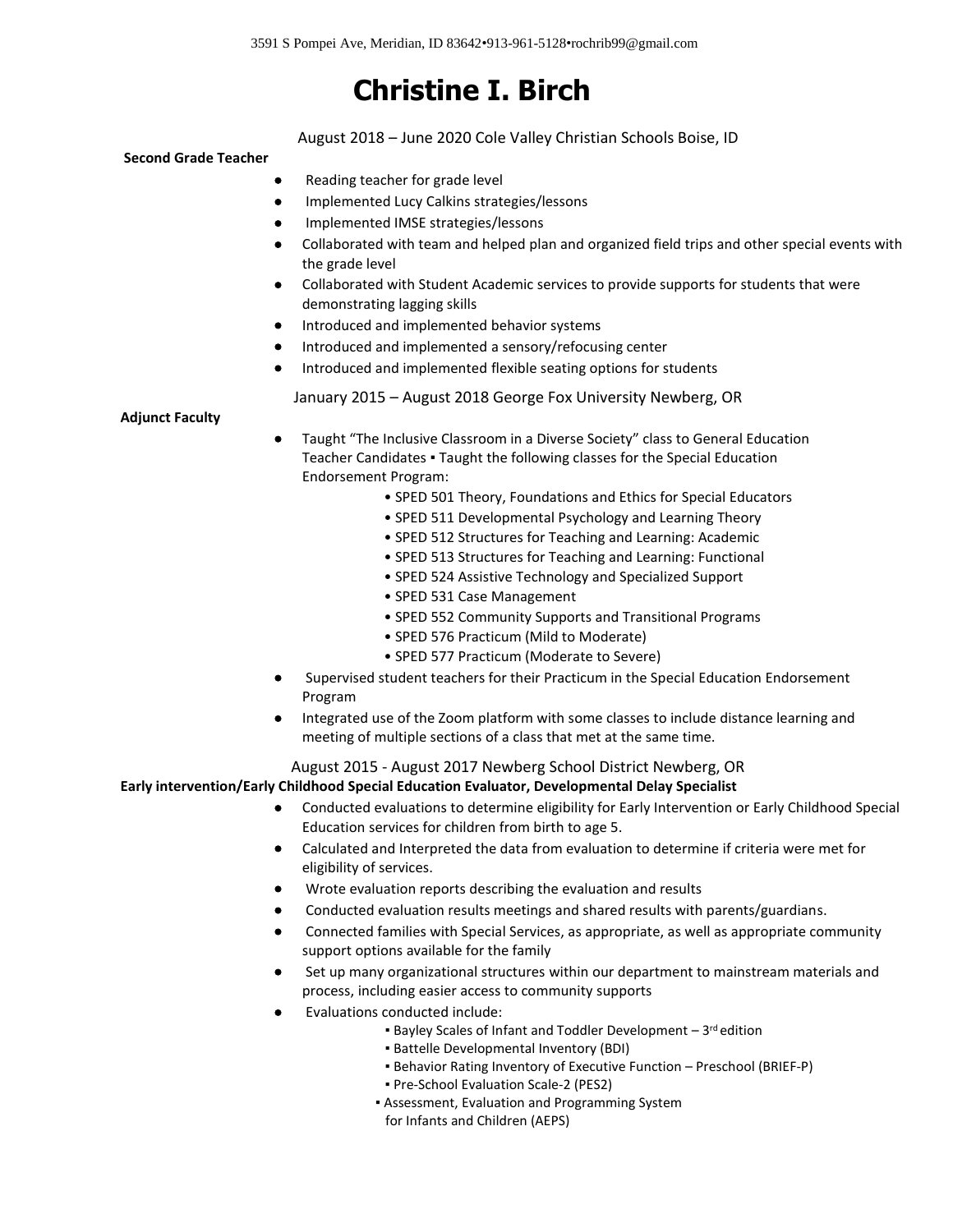3591 S Pompei Ave, Meridian, ID 83642•913-961-5128•rochrib99@gmail.com

# Christine I. Birch

August 2018 – June 2020 Cole Valley Christian Schools Boise, ID

**Second Grade Teacher**

- Reading teacher for grade level
- Implemented Lucy Calkins strategies/lessons
- Implemented IMSE strategies/lessons
- Collaborated with team and helped plan and organized field trips and other special events with the grade level
- Collaborated with Student Academic services to provide supports for students that were demonstrating lagging skills
- Introduced and implemented behavior systems
- Introduced and implemented a sensory/refocusing center
- Introduced and implemented flexible seating options for students

January 2015 – August 2018 George Fox University Newberg, OR

**Adjunct Faculty**

- Taught "The Inclusive Classroom in a Diverse Society" class to General Education Teacher Candidates ▪ Taught the following classes for the Special Education Endorsement Program:
  - SPED 501 Theory, Foundations and Ethics for Special Educators
  - SPED 511 Developmental Psychology and Learning Theory
  - SPED 512 Structures for Teaching and Learning: Academic
  - SPED 513 Structures for Teaching and Learning: Functional
  - SPED 524 Assistive Technology and Specialized Support
  - SPED 531 Case Management
  - SPED 552 Community Supports and Transitional Programs
  - SPED 576 Practicum (Mild to Moderate)
  - SPED 577 Practicum (Moderate to Severe)
- Supervised student teachers for their Practicum in the Special Education Endorsement Program
- Integrated use of the Zoom platform with some classes to include distance learning and meeting of multiple sections of a class that met at the same time.

August 2015 - August 2017 Newberg School District Newberg, OR

**Early intervention/Early Childhood Special Education Evaluator, Developmental Delay Specialist**

- Conducted evaluations to determine eligibility for Early Intervention or Early Childhood Special Education services for children from birth to age 5.
- Calculated and Interpreted the data from evaluation to determine if criteria were met for eligibility of services.
- Wrote evaluation reports describing the evaluation and results
- Conducted evaluation results meetings and shared results with parents/guardians.
- Connected families with Special Services, as appropriate, as well as appropriate community support options available for the family
- Set up many organizational structures within our department to mainstream materials and process, including easier access to community supports
- Evaluations conducted include:
  - Bayley Scales of Infant and Toddler Development – 3rd edition
  - Battelle Developmental Inventory (BDI)
  - Behavior Rating Inventory of Executive Function – Preschool (BRIEF-P)
  - Pre-School Evaluation Scale-2 (PES2)
  - Assessment, Evaluation and Programming System for Infants and Children (AEPS)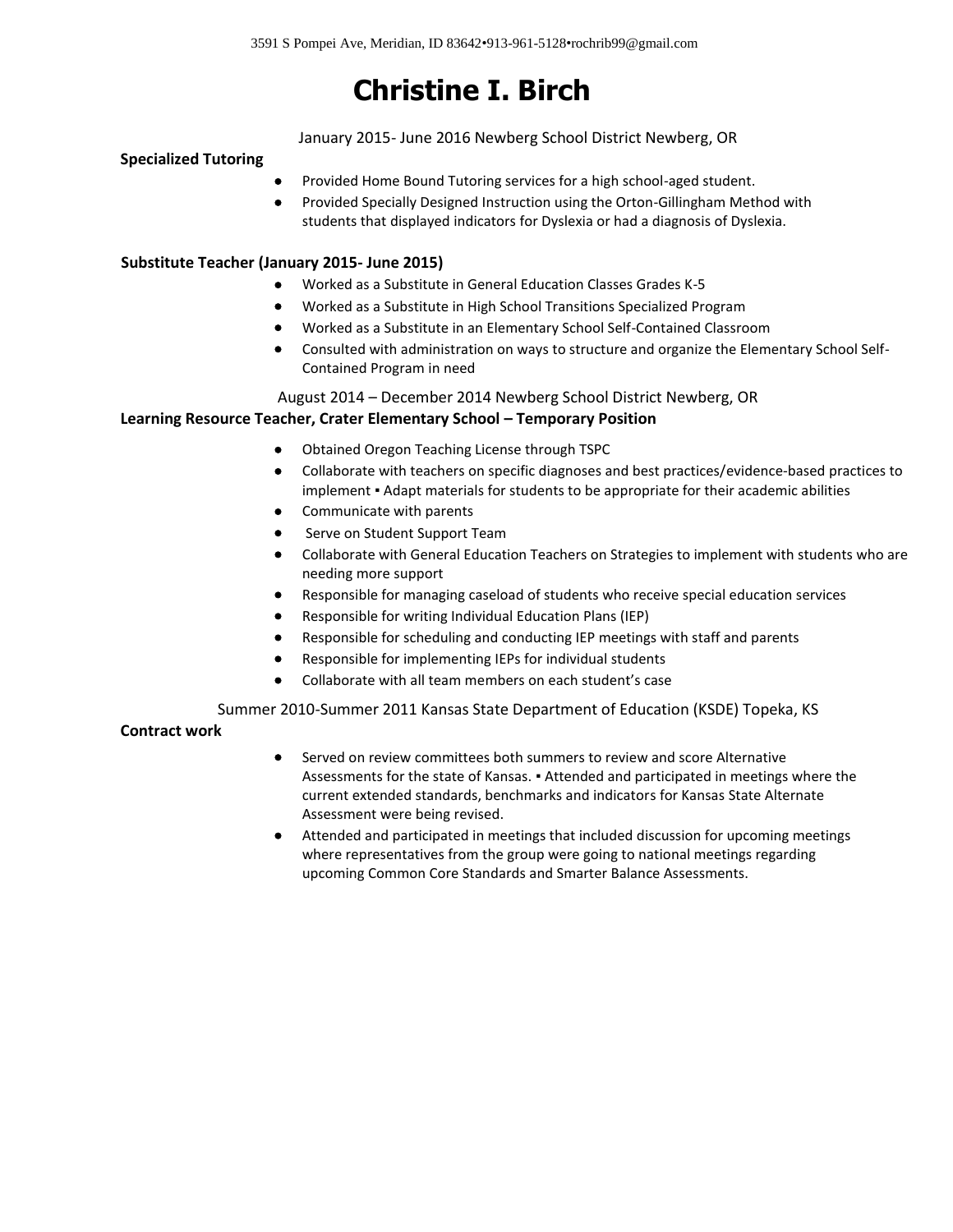3591 S Pompei Ave, Meridian, ID 83642•913-961-5128•rochrib99@gmail.com

# Christine I. Birch

January 2015- June 2016 Newberg School District Newberg, OR

**Specialized Tutoring**

- Provided Home Bound Tutoring services for a high school-aged student.
- Provided Specially Designed Instruction using the Orton-Gillingham Method with students that displayed indicators for Dyslexia or had a diagnosis of Dyslexia.

**Substitute Teacher (January 2015- June 2015)**

- Worked as a Substitute in General Education Classes Grades K-5
- Worked as a Substitute in High School Transitions Specialized Program
- Worked as a Substitute in an Elementary School Self-Contained Classroom
- Consulted with administration on ways to structure and organize the Elementary School Self-Contained Program in need

August 2014 – December 2014 Newberg School District Newberg, OR

**Learning Resource Teacher, Crater Elementary School – Temporary Position**

- Obtained Oregon Teaching License through TSPC
- Collaborate with teachers on specific diagnoses and best practices/evidence-based practices to implement ▪ Adapt materials for students to be appropriate for their academic abilities
- Communicate with parents
- Serve on Student Support Team
- Collaborate with General Education Teachers on Strategies to implement with students who are needing more support
- Responsible for managing caseload of students who receive special education services
- Responsible for writing Individual Education Plans (IEP)
- Responsible for scheduling and conducting IEP meetings with staff and parents
- Responsible for implementing IEPs for individual students
- Collaborate with all team members on each student's case

Summer 2010-Summer 2011 Kansas State Department of Education (KSDE) Topeka, KS

**Contract work**

- Served on review committees both summers to review and score Alternative Assessments for the state of Kansas. ▪ Attended and participated in meetings where the current extended standards, benchmarks and indicators for Kansas State Alternate Assessment were being revised.
- Attended and participated in meetings that included discussion for upcoming meetings where representatives from the group were going to national meetings regarding upcoming Common Core Standards and Smarter Balance Assessments.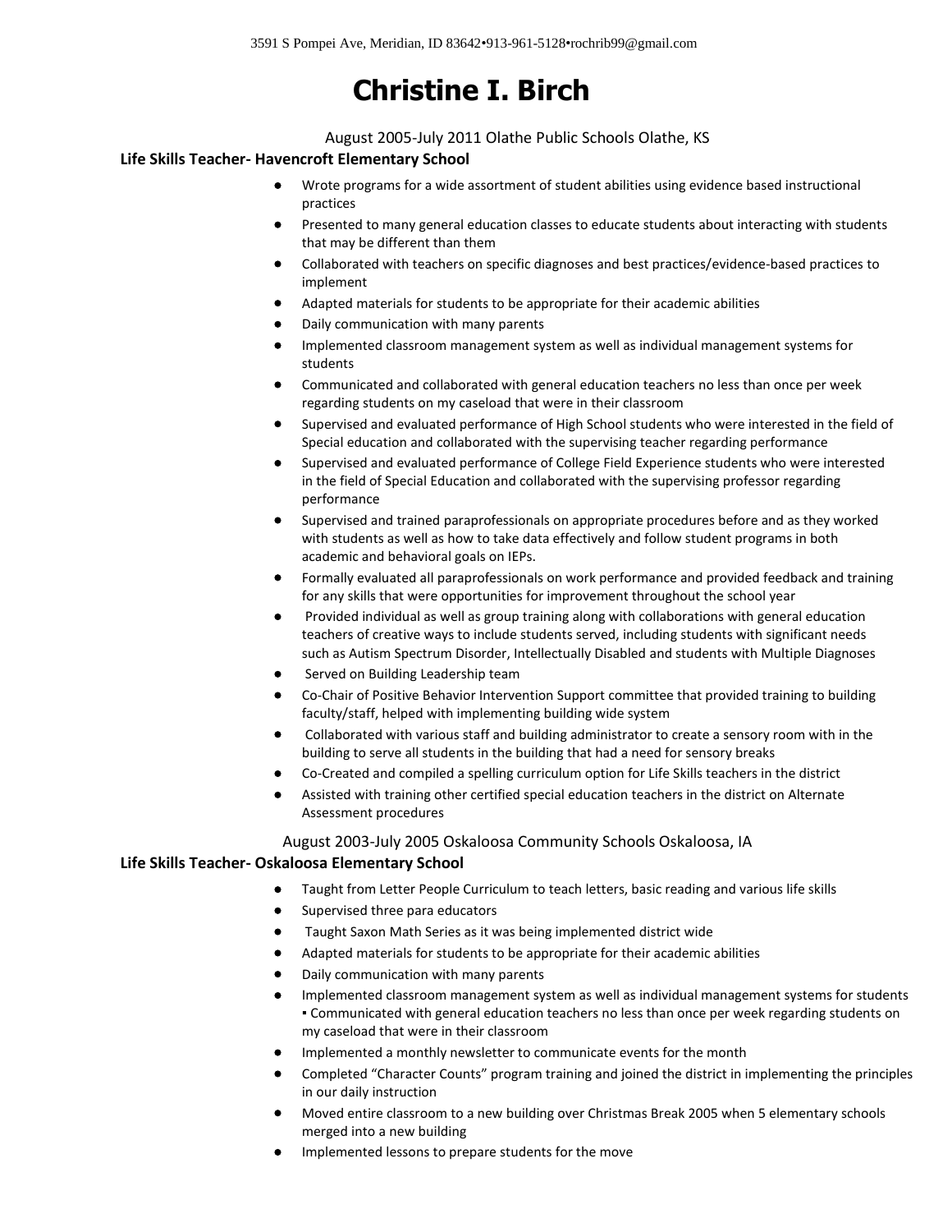3591 S Pompei Ave, Meridian, ID 83642•913-961-5128•rochrib99@gmail.com

# Christine I. Birch

August 2005-July 2011 Olathe Public Schools Olathe, KS

**Life Skills Teacher- Havencroft Elementary School**

- Wrote programs for a wide assortment of student abilities using evidence based instructional practices
- Presented to many general education classes to educate students about interacting with students that may be different than them
- Collaborated with teachers on specific diagnoses and best practices/evidence-based practices to implement
- Adapted materials for students to be appropriate for their academic abilities
- Daily communication with many parents
- Implemented classroom management system as well as individual management systems for students
- Communicated and collaborated with general education teachers no less than once per week regarding students on my caseload that were in their classroom
- Supervised and evaluated performance of High School students who were interested in the field of Special education and collaborated with the supervising teacher regarding performance
- Supervised and evaluated performance of College Field Experience students who were interested in the field of Special Education and collaborated with the supervising professor regarding performance
- Supervised and trained paraprofessionals on appropriate procedures before and as they worked with students as well as how to take data effectively and follow student programs in both academic and behavioral goals on IEPs.
- Formally evaluated all paraprofessionals on work performance and provided feedback and training for any skills that were opportunities for improvement throughout the school year
- Provided individual as well as group training along with collaborations with general education teachers of creative ways to include students served, including students with significant needs such as Autism Spectrum Disorder, Intellectually Disabled and students with Multiple Diagnoses
- Served on Building Leadership team
- Co-Chair of Positive Behavior Intervention Support committee that provided training to building faculty/staff, helped with implementing building wide system
- Collaborated with various staff and building administrator to create a sensory room with in the building to serve all students in the building that had a need for sensory breaks
- Co-Created and compiled a spelling curriculum option for Life Skills teachers in the district
- Assisted with training other certified special education teachers in the district on Alternate Assessment procedures

August 2003-July 2005 Oskaloosa Community Schools Oskaloosa, IA

**Life Skills Teacher- Oskaloosa Elementary School**

- Taught from Letter People Curriculum to teach letters, basic reading and various life skills
- Supervised three para educators
- Taught Saxon Math Series as it was being implemented district wide
- Adapted materials for students to be appropriate for their academic abilities
- Daily communication with many parents
- Implemented classroom management system as well as individual management systems for students ▪ Communicated with general education teachers no less than once per week regarding students on my caseload that were in their classroom
- Implemented a monthly newsletter to communicate events for the month
- Completed "Character Counts" program training and joined the district in implementing the principles in our daily instruction
- Moved entire classroom to a new building over Christmas Break 2005 when 5 elementary schools merged into a new building
- Implemented lessons to prepare students for the move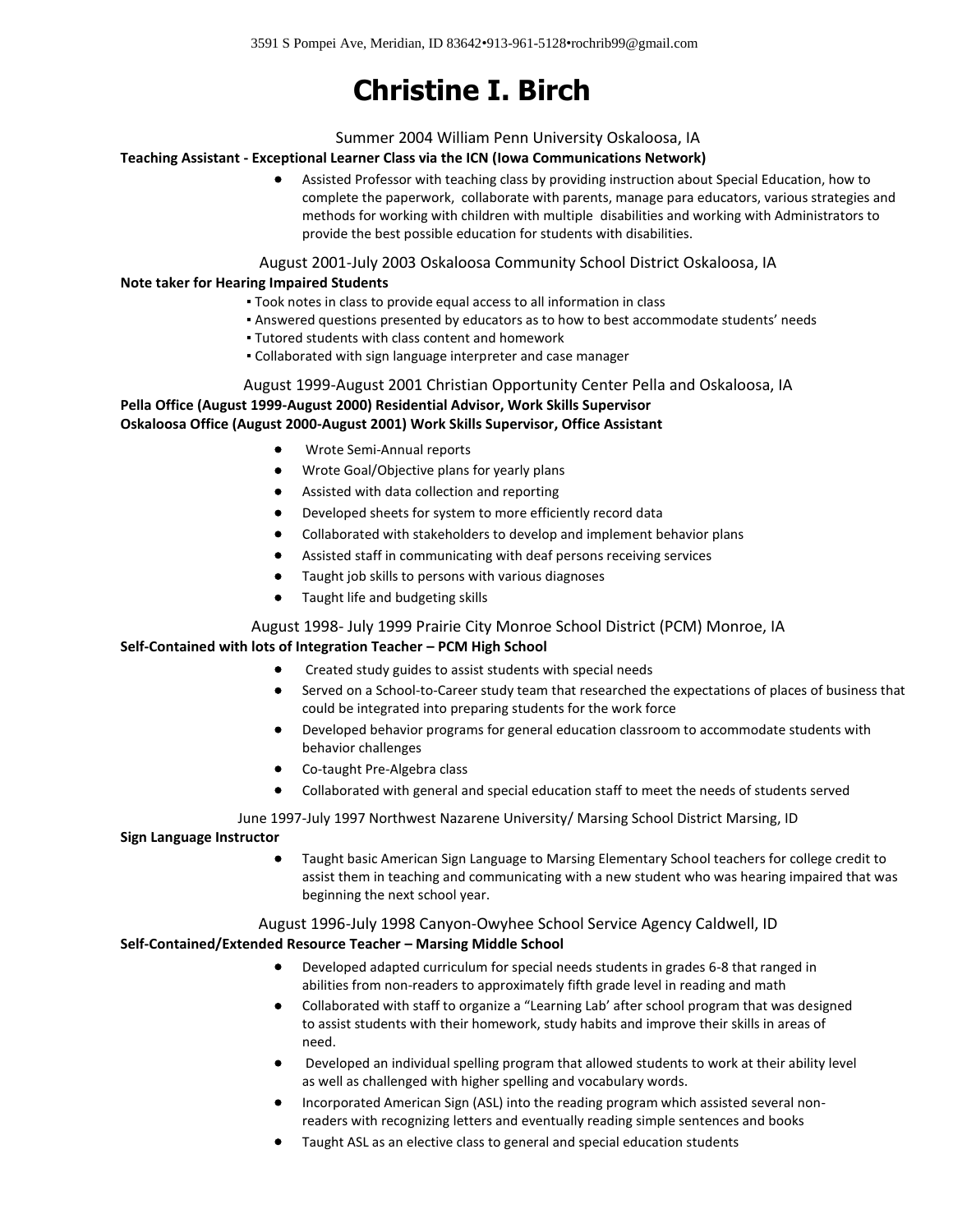3591 S Pompei Ave, Meridian, ID 83642•913-961-5128•rochrib99@gmail.com

# Christine I. Birch

Summer 2004 William Penn University Oskaloosa, IA

**Teaching Assistant - Exceptional Learner Class via the ICN (Iowa Communications Network)**

- Assisted Professor with teaching class by providing instruction about Special Education, how to complete the paperwork, collaborate with parents, manage para educators, various strategies and methods for working with children with multiple disabilities and working with Administrators to provide the best possible education for students with disabilities.

August 2001-July 2003 Oskaloosa Community School District Oskaloosa, IA

**Note taker for Hearing Impaired Students**

- Took notes in class to provide equal access to all information in class
- Answered questions presented by educators as to how to best accommodate students' needs
- Tutored students with class content and homework
- Collaborated with sign language interpreter and case manager

August 1999-August 2001 Christian Opportunity Center Pella and Oskaloosa, IA

**Pella Office (August 1999-August 2000) Residential Advisor, Work Skills Supervisor**
**Oskaloosa Office (August 2000-August 2001) Work Skills Supervisor, Office Assistant**

- Wrote Semi-Annual reports
- Wrote Goal/Objective plans for yearly plans
- Assisted with data collection and reporting
- Developed sheets for system to more efficiently record data
- Collaborated with stakeholders to develop and implement behavior plans
- Assisted staff in communicating with deaf persons receiving services
- Taught job skills to persons with various diagnoses
- Taught life and budgeting skills

August 1998- July 1999 Prairie City Monroe School District (PCM) Monroe, IA

**Self-Contained with lots of Integration Teacher – PCM High School**

- Created study guides to assist students with special needs
- Served on a School-to-Career study team that researched the expectations of places of business that could be integrated into preparing students for the work force
- Developed behavior programs for general education classroom to accommodate students with behavior challenges
- Co-taught Pre-Algebra class
- Collaborated with general and special education staff to meet the needs of students served

June 1997-July 1997 Northwest Nazarene University/ Marsing School District Marsing, ID

**Sign Language Instructor**

- Taught basic American Sign Language to Marsing Elementary School teachers for college credit to assist them in teaching and communicating with a new student who was hearing impaired that was beginning the next school year.

August 1996-July 1998 Canyon-Owyhee School Service Agency Caldwell, ID

**Self-Contained/Extended Resource Teacher – Marsing Middle School**

- Developed adapted curriculum for special needs students in grades 6-8 that ranged in abilities from non-readers to approximately fifth grade level in reading and math
- Collaborated with staff to organize a "Learning Lab' after school program that was designed to assist students with their homework, study habits and improve their skills in areas of need.
- Developed an individual spelling program that allowed students to work at their ability level as well as challenged with higher spelling and vocabulary words.
- Incorporated American Sign (ASL) into the reading program which assisted several non-readers with recognizing letters and eventually reading simple sentences and books
- Taught ASL as an elective class to general and special education students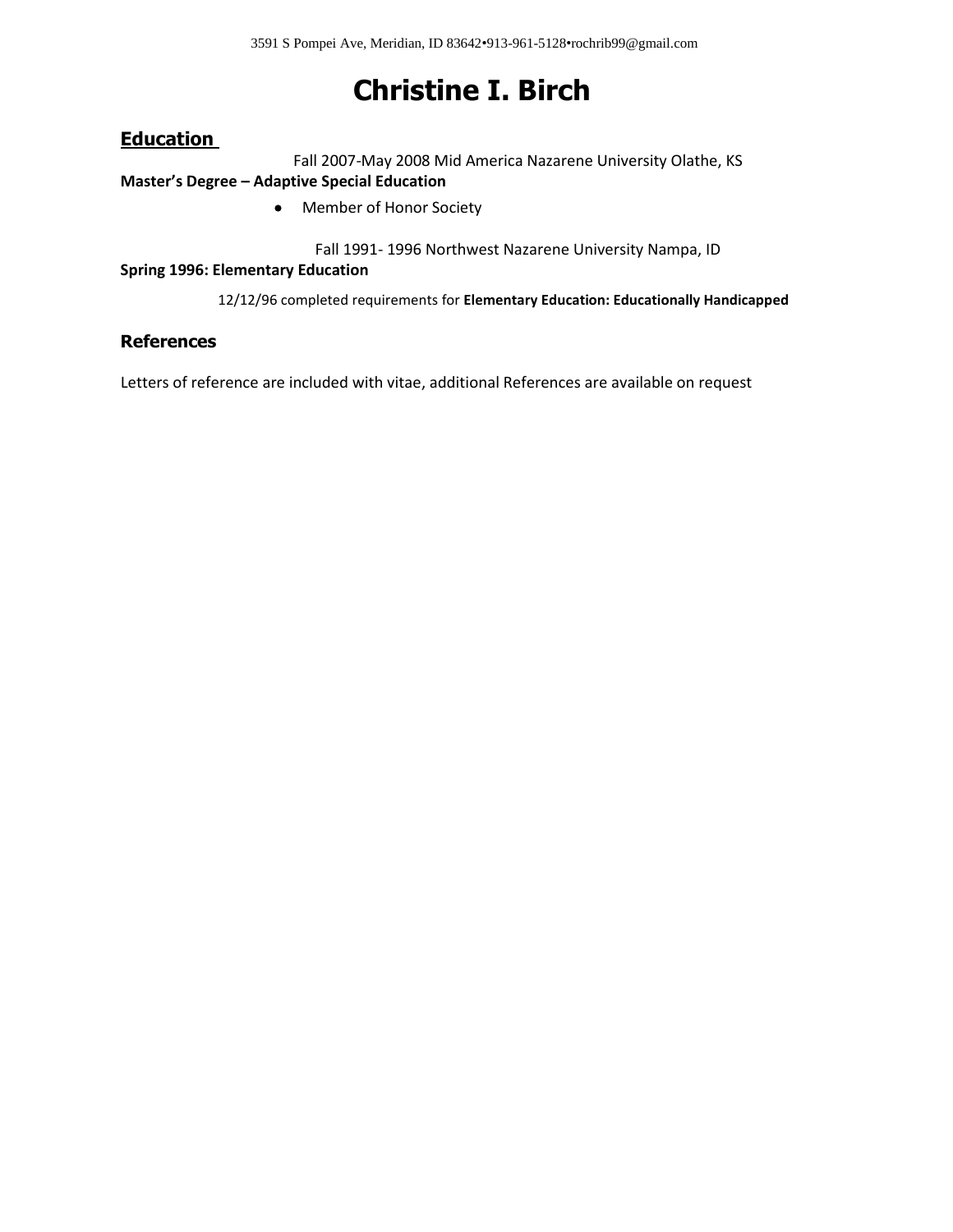3591 S Pompei Ave, Meridian, ID 83642•913-961-5128•rochrib99@gmail.com

# Christine I. Birch

## Education

Fall 2007-May 2008 Mid America Nazarene University Olathe, KS

**Master's Degree – Adaptive Special Education**

- Member of Honor Society

Fall 1991- 1996 Northwest Nazarene University Nampa, ID

**Spring 1996: Elementary Education**

12/12/96 completed requirements for **Elementary Education: Educationally Handicapped**

## References

Letters of reference are included with vitae, additional References are available on request